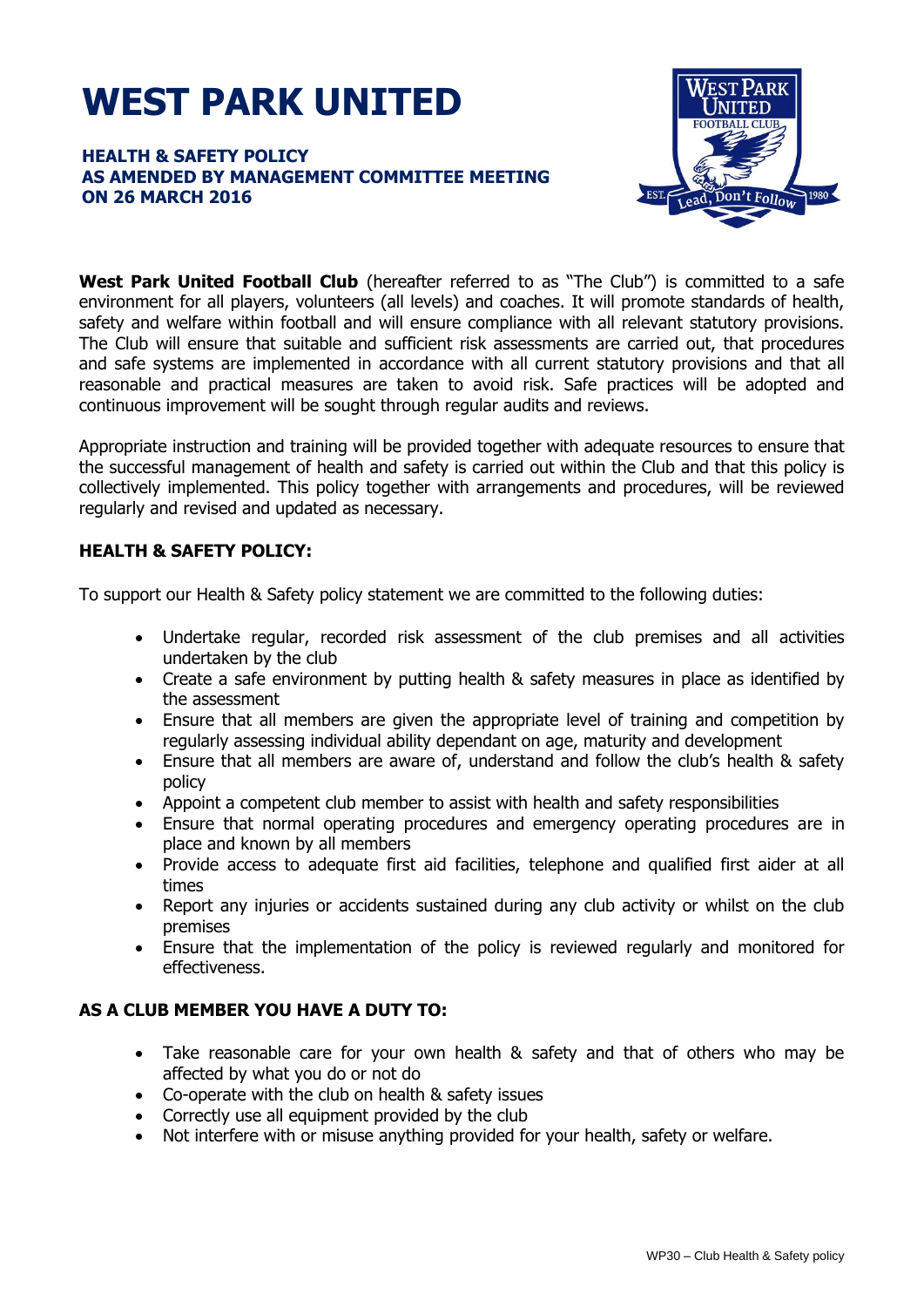# WEST PARK UNITED

**HEALTH & SAFETY POLICY**
**AS AMENDED BY MANAGEMENT COMMITTEE MEETING**
**ON 26 MARCH 2016**

**West Park United Football Club** (hereafter referred to as "The Club") is committed to a safe environment for all players, volunteers (all levels) and coaches. It will promote standards of health, safety and welfare within football and will ensure compliance with all relevant statutory provisions. The Club will ensure that suitable and sufficient risk assessments are carried out, that procedures and safe systems are implemented in accordance with all current statutory provisions and that all reasonable and practical measures are taken to avoid risk. Safe practices will be adopted and continuous improvement will be sought through regular audits and reviews.

Appropriate instruction and training will be provided together with adequate resources to ensure that the successful management of health and safety is carried out within the Club and that this policy is collectively implemented. This policy together with arrangements and procedures, will be reviewed regularly and revised and updated as necessary.

## HEALTH & SAFETY POLICY:

To support our Health & Safety policy statement we are committed to the following duties:

- Undertake regular, recorded risk assessment of the club premises and all activities undertaken by the club
- Create a safe environment by putting health & safety measures in place as identified by the assessment
- Ensure that all members are given the appropriate level of training and competition by regularly assessing individual ability dependant on age, maturity and development
- Ensure that all members are aware of, understand and follow the club's health & safety policy
- Appoint a competent club member to assist with health and safety responsibilities
- Ensure that normal operating procedures and emergency operating procedures are in place and known by all members
- Provide access to adequate first aid facilities, telephone and qualified first aider at all times
- Report any injuries or accidents sustained during any club activity or whilst on the club premises
- Ensure that the implementation of the policy is reviewed regularly and monitored for effectiveness.

## AS A CLUB MEMBER YOU HAVE A DUTY TO:

- Take reasonable care for your own health & safety and that of others who may be affected by what you do or not do
- Co-operate with the club on health & safety issues
- Correctly use all equipment provided by the club
- Not interfere with or misuse anything provided for your health, safety or welfare.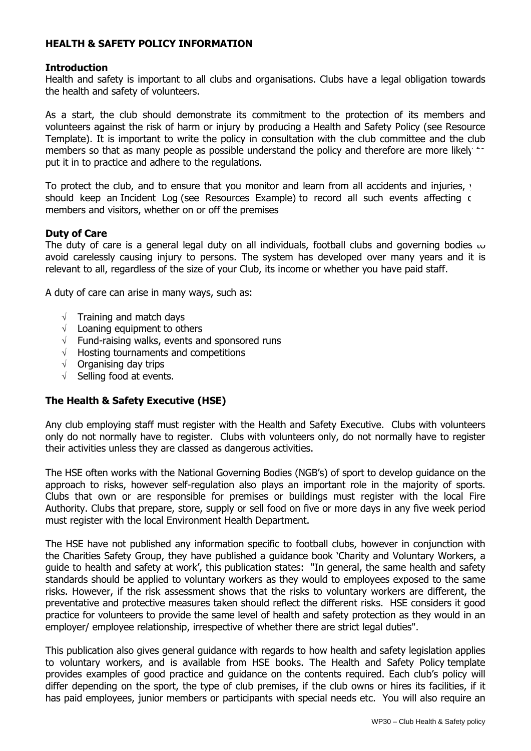**HEALTH & SAFETY POLICY INFORMATION**

**Introduction**

Health and safety is important to all clubs and organisations. Clubs have a legal obligation towards the health and safety of volunteers.

As a start, the club should demonstrate its commitment to the protection of its members and volunteers against the risk of harm or injury by producing a Health and Safety Policy (see Resource Template). It is important to write the policy in consultation with the club committee and the club members so that as many people as possible understand the policy and therefore are more likely to put it in to practice and adhere to the regulations.

To protect the club, and to ensure that you monitor and learn from all accidents and injuries, you should keep an Incident Log (see Resources Example) to record all such events affecting club members and visitors, whether on or off the premises

**Duty of Care**

The duty of care is a general legal duty on all individuals, football clubs and governing bodies to avoid carelessly causing injury to persons. The system has developed over many years and it is relevant to all, regardless of the size of your Club, its income or whether you have paid staff.

A duty of care can arise in many ways, such as:

- √ Training and match days
- √ Loaning equipment to others
- √ Fund-raising walks, events and sponsored runs
- √ Hosting tournaments and competitions
- √ Organising day trips
- √ Selling food at events.

**The Health & Safety Executive (HSE)**

Any club employing staff must register with the Health and Safety Executive. Clubs with volunteers only do not normally have to register. Clubs with volunteers only, do not normally have to register their activities unless they are classed as dangerous activities.

The HSE often works with the National Governing Bodies (NGB's) of sport to develop guidance on the approach to risks, however self-regulation also plays an important role in the majority of sports. Clubs that own or are responsible for premises or buildings must register with the local Fire Authority. Clubs that prepare, store, supply or sell food on five or more days in any five week period must register with the local Environment Health Department.

The HSE have not published any information specific to football clubs, however in conjunction with the Charities Safety Group, they have published a guidance book 'Charity and Voluntary Workers, a guide to health and safety at work', this publication states: "In general, the same health and safety standards should be applied to voluntary workers as they would to employees exposed to the same risks. However, if the risk assessment shows that the risks to voluntary workers are different, the preventative and protective measures taken should reflect the different risks. HSE considers it good practice for volunteers to provide the same level of health and safety protection as they would in an employer/ employee relationship, irrespective of whether there are strict legal duties".

This publication also gives general guidance with regards to how health and safety legislation applies to voluntary workers, and is available from HSE books. The Health and Safety Policy template provides examples of good practice and guidance on the contents required. Each club's policy will differ depending on the sport, the type of club premises, if the club owns or hires its facilities, if it has paid employees, junior members or participants with special needs etc. You will also require an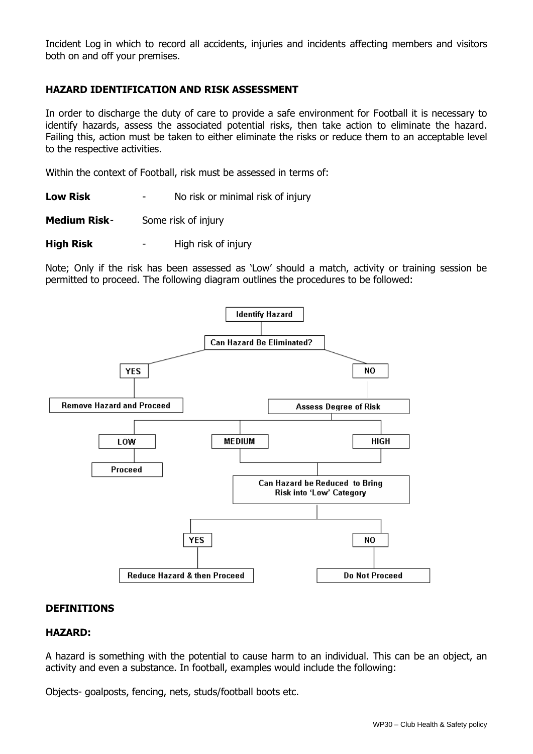Incident Log in which to record all accidents, injuries and incidents affecting members and visitors both on and off your premises.

**HAZARD IDENTIFICATION AND RISK ASSESSMENT**

In order to discharge the duty of care to provide a safe environment for Football it is necessary to identify hazards, assess the associated potential risks, then take action to eliminate the hazard. Failing this, action must be taken to either eliminate the risks or reduce them to an acceptable level to the respective activities.

Within the context of Football, risk must be assessed in terms of:

**Low Risk** - No risk or minimal risk of injury

**Medium Risk** - Some risk of injury

**High Risk** - High risk of injury

Note; Only if the risk has been assessed as 'Low' should a match, activity or training session be permitted to proceed. The following diagram outlines the procedures to be followed:

- Identify Hazard
  - Can Hazard Be Eliminated?
    - YES → Remove Hazard and Proceed
    - NO → Assess Degree of Risk
      - LOW → Proceed
      - MEDIUM / HIGH → Can Hazard be Reduced to Bring Risk into 'Low' Category
        - YES → Reduce Hazard & then Proceed
        - NO → Do Not Proceed

**DEFINITIONS**

**HAZARD:**

A hazard is something with the potential to cause harm to an individual. This can be an object, an activity and even a substance. In football, examples would include the following:

Objects- goalposts, fencing, nets, studs/football boots etc.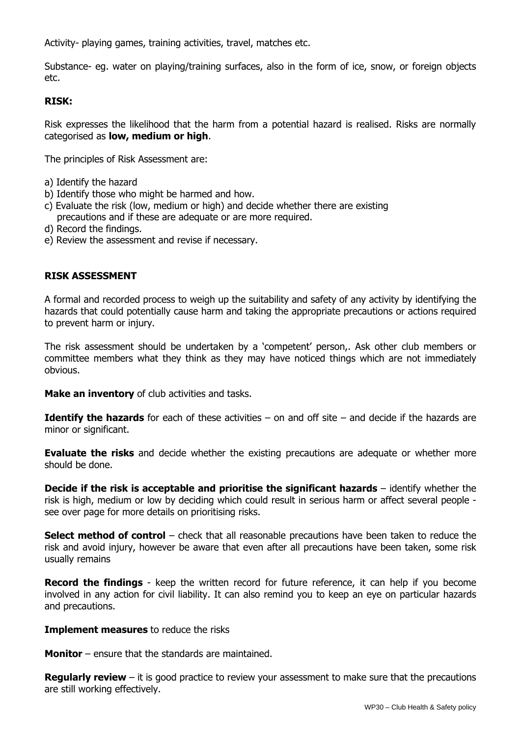Activity- playing games, training activities, travel, matches etc.

Substance- eg. water on playing/training surfaces, also in the form of ice, snow, or foreign objects etc.

**RISK:**

Risk expresses the likelihood that the harm from a potential hazard is realised. Risks are normally categorised as **low, medium or high**.

The principles of Risk Assessment are:

a) Identify the hazard
b) Identify those who might be harmed and how.
c) Evaluate the risk (low, medium or high) and decide whether there are existing precautions and if these are adequate or are more required.
d) Record the findings.
e) Review the assessment and revise if necessary.

**RISK ASSESSMENT**

A formal and recorded process to weigh up the suitability and safety of any activity by identifying the hazards that could potentially cause harm and taking the appropriate precautions or actions required to prevent harm or injury.

The risk assessment should be undertaken by a 'competent' person,. Ask other club members or committee members what they think as they may have noticed things which are not immediately obvious.

**Make an inventory** of club activities and tasks.

**Identify the hazards** for each of these activities – on and off site – and decide if the hazards are minor or significant.

**Evaluate the risks** and decide whether the existing precautions are adequate or whether more should be done.

**Decide if the risk is acceptable and prioritise the significant hazards** – identify whether the risk is high, medium or low by deciding which could result in serious harm or affect several people - see over page for more details on prioritising risks.

**Select method of control** – check that all reasonable precautions have been taken to reduce the risk and avoid injury, however be aware that even after all precautions have been taken, some risk usually remains

**Record the findings** - keep the written record for future reference, it can help if you become involved in any action for civil liability. It can also remind you to keep an eye on particular hazards and precautions.

**Implement measures** to reduce the risks

**Monitor** – ensure that the standards are maintained.

**Regularly review** – it is good practice to review your assessment to make sure that the precautions are still working effectively.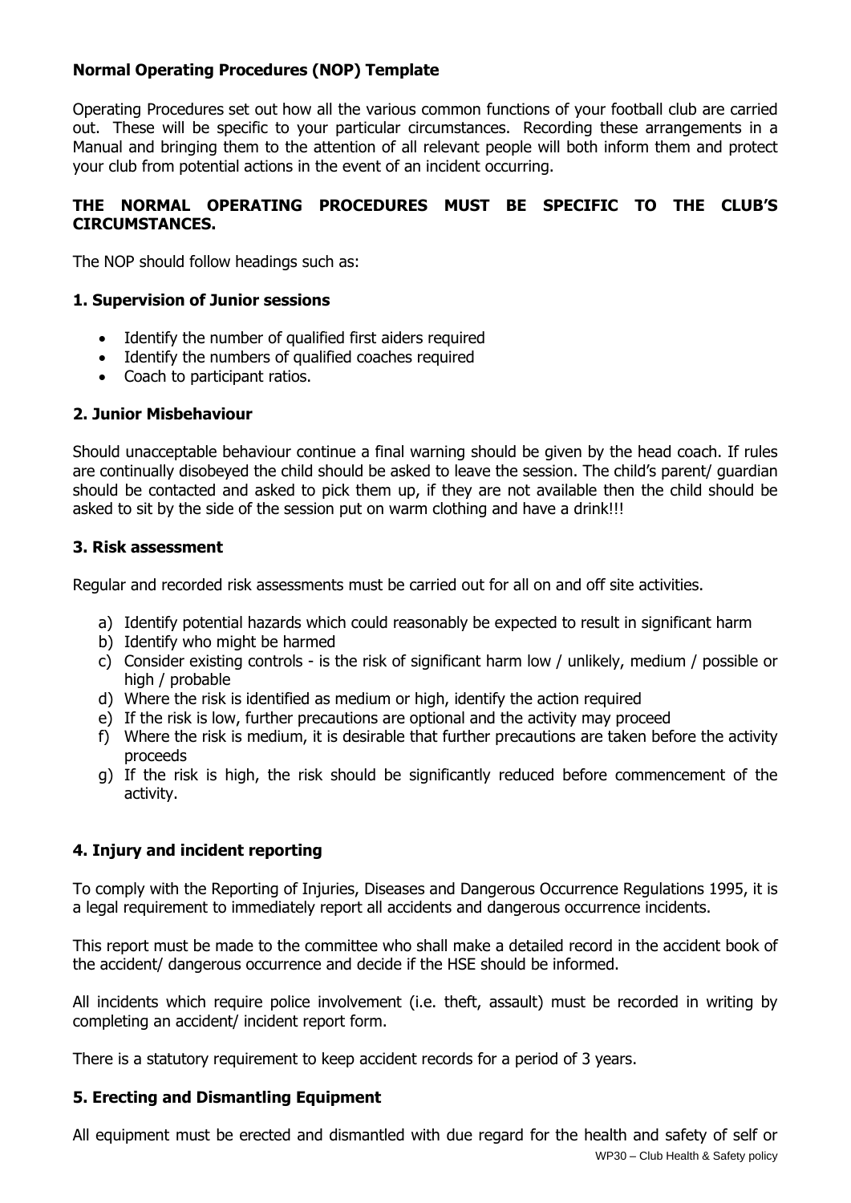**Normal Operating Procedures (NOP) Template**

Operating Procedures set out how all the various common functions of your football club are carried out. These will be specific to your particular circumstances. Recording these arrangements in a Manual and bringing them to the attention of all relevant people will both inform them and protect your club from potential actions in the event of an incident occurring.

**THE NORMAL OPERATING PROCEDURES MUST BE SPECIFIC TO THE CLUB'S CIRCUMSTANCES.**

The NOP should follow headings such as:

### 1. Supervision of Junior sessions

- Identify the number of qualified first aiders required
- Identify the numbers of qualified coaches required
- Coach to participant ratios.

### 2. Junior Misbehaviour

Should unacceptable behaviour continue a final warning should be given by the head coach. If rules are continually disobeyed the child should be asked to leave the session. The child's parent/ guardian should be contacted and asked to pick them up, if they are not available then the child should be asked to sit by the side of the session put on warm clothing and have a drink!!!

### 3. Risk assessment

Regular and recorded risk assessments must be carried out for all on and off site activities.

a) Identify potential hazards which could reasonably be expected to result in significant harm
b) Identify who might be harmed
c) Consider existing controls - is the risk of significant harm low / unlikely, medium / possible or high / probable
d) Where the risk is identified as medium or high, identify the action required
e) If the risk is low, further precautions are optional and the activity may proceed
f) Where the risk is medium, it is desirable that further precautions are taken before the activity proceeds
g) If the risk is high, the risk should be significantly reduced before commencement of the activity.

### 4. Injury and incident reporting

To comply with the Reporting of Injuries, Diseases and Dangerous Occurrence Regulations 1995, it is a legal requirement to immediately report all accidents and dangerous occurrence incidents.

This report must be made to the committee who shall make a detailed record in the accident book of the accident/ dangerous occurrence and decide if the HSE should be informed.

All incidents which require police involvement (i.e. theft, assault) must be recorded in writing by completing an accident/ incident report form.

There is a statutory requirement to keep accident records for a period of 3 years.

### 5. Erecting and Dismantling Equipment

All equipment must be erected and dismantled with due regard for the health and safety of self or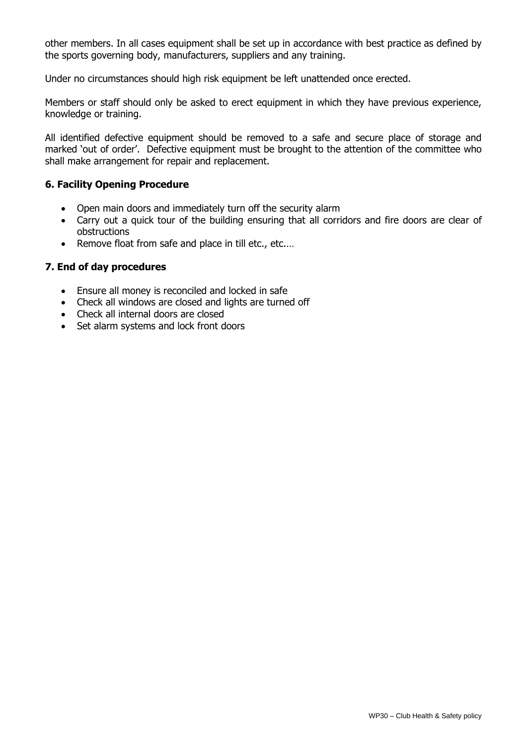other members. In all cases equipment shall be set up in accordance with best practice as defined by the sports governing body, manufacturers, suppliers and any training.

Under no circumstances should high risk equipment be left unattended once erected.

Members or staff should only be asked to erect equipment in which they have previous experience, knowledge or training.

All identified defective equipment should be removed to a safe and secure place of storage and marked 'out of order'. Defective equipment must be brought to the attention of the committee who shall make arrangement for repair and replacement.

### 6. Facility Opening Procedure

- Open main doors and immediately turn off the security alarm
- Carry out a quick tour of the building ensuring that all corridors and fire doors are clear of obstructions
- Remove float from safe and place in till etc., etc.…

### 7. End of day procedures

- Ensure all money is reconciled and locked in safe
- Check all windows are closed and lights are turned off
- Check all internal doors are closed
- Set alarm systems and lock front doors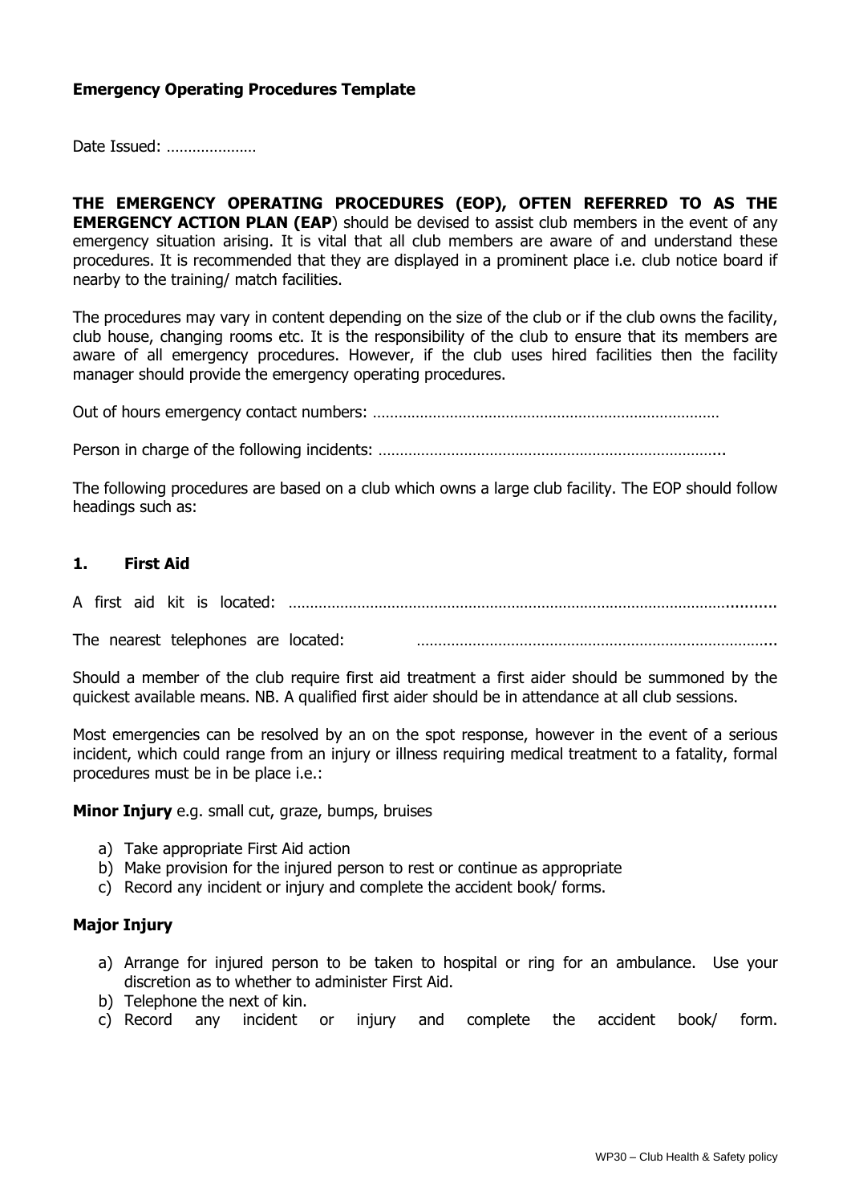**Emergency Operating Procedures Template**

Date Issued: …………………

**THE EMERGENCY OPERATING PROCEDURES (EOP), OFTEN REFERRED TO AS THE EMERGENCY ACTION PLAN (EAP**) should be devised to assist club members in the event of any emergency situation arising. It is vital that all club members are aware of and understand these procedures. It is recommended that they are displayed in a prominent place i.e. club notice board if nearby to the training/ match facilities.

The procedures may vary in content depending on the size of the club or if the club owns the facility, club house, changing rooms etc. It is the responsibility of the club to ensure that its members are aware of all emergency procedures. However, if the club uses hired facilities then the facility manager should provide the emergency operating procedures.

Out of hours emergency contact numbers: ………………………………………………………………………

Person in charge of the following incidents: ……………………………………………………………………...

The following procedures are based on a club which owns a large club facility. The EOP should follow headings such as:

## 1. First Aid

A first aid kit is located: ………………………………………………………………………………………...........

The nearest telephones are located: …………………………………………………………………………...

Should a member of the club require first aid treatment a first aider should be summoned by the quickest available means. NB. A qualified first aider should be in attendance at all club sessions.

Most emergencies can be resolved by an on the spot response, however in the event of a serious incident, which could range from an injury or illness requiring medical treatment to a fatality, formal procedures must be in be place i.e.:

**Minor Injury** e.g. small cut, graze, bumps, bruises

a) Take appropriate First Aid action
b) Make provision for the injured person to rest or continue as appropriate
c) Record any incident or injury and complete the accident book/ forms.

**Major Injury**

a) Arrange for injured person to be taken to hospital or ring for an ambulance. Use your discretion as to whether to administer First Aid.
b) Telephone the next of kin.
c) Record any incident or injury and complete the accident book/ form.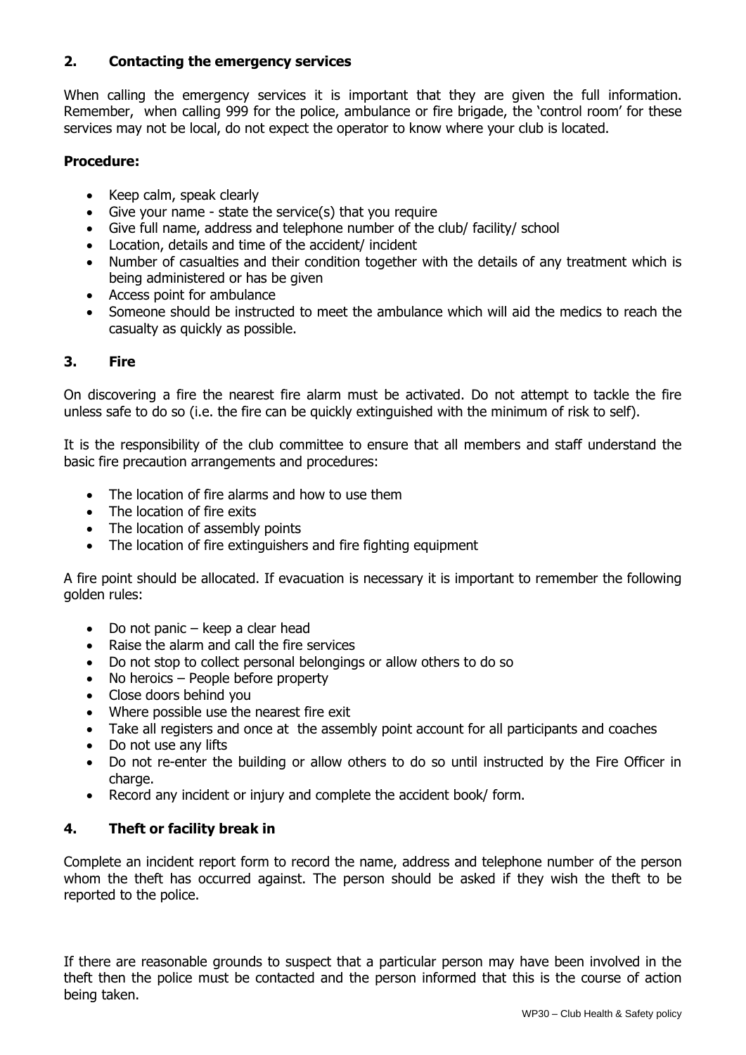## 2. Contacting the emergency services

When calling the emergency services it is important that they are given the full information. Remember, when calling 999 for the police, ambulance or fire brigade, the 'control room' for these services may not be local, do not expect the operator to know where your club is located.

**Procedure:**

- Keep calm, speak clearly
- Give your name - state the service(s) that you require
- Give full name, address and telephone number of the club/ facility/ school
- Location, details and time of the accident/ incident
- Number of casualties and their condition together with the details of any treatment which is being administered or has be given
- Access point for ambulance
- Someone should be instructed to meet the ambulance which will aid the medics to reach the casualty as quickly as possible.

## 3. Fire

On discovering a fire the nearest fire alarm must be activated. Do not attempt to tackle the fire unless safe to do so (i.e. the fire can be quickly extinguished with the minimum of risk to self).

It is the responsibility of the club committee to ensure that all members and staff understand the basic fire precaution arrangements and procedures:

- The location of fire alarms and how to use them
- The location of fire exits
- The location of assembly points
- The location of fire extinguishers and fire fighting equipment

A fire point should be allocated. If evacuation is necessary it is important to remember the following golden rules:

- Do not panic – keep a clear head
- Raise the alarm and call the fire services
- Do not stop to collect personal belongings or allow others to do so
- No heroics – People before property
- Close doors behind you
- Where possible use the nearest fire exit
- Take all registers and once at the assembly point account for all participants and coaches
- Do not use any lifts
- Do not re-enter the building or allow others to do so until instructed by the Fire Officer in charge.
- Record any incident or injury and complete the accident book/ form.

## 4. Theft or facility break in

Complete an incident report form to record the name, address and telephone number of the person whom the theft has occurred against. The person should be asked if they wish the theft to be reported to the police.

If there are reasonable grounds to suspect that a particular person may have been involved in the theft then the police must be contacted and the person informed that this is the course of action being taken.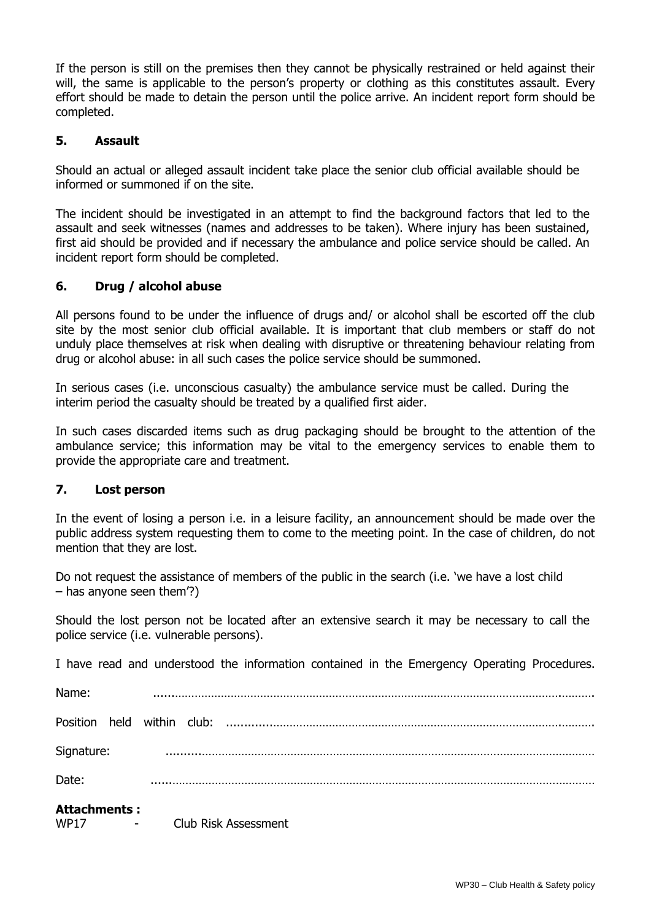If the person is still on the premises then they cannot be physically restrained or held against their will, the same is applicable to the person's property or clothing as this constitutes assault. Every effort should be made to detain the person until the police arrive. An incident report form should be completed.

## 5. Assault

Should an actual or alleged assault incident take place the senior club official available should be informed or summoned if on the site.

The incident should be investigated in an attempt to find the background factors that led to the assault and seek witnesses (names and addresses to be taken). Where injury has been sustained, first aid should be provided and if necessary the ambulance and police service should be called. An incident report form should be completed.

## 6. Drug / alcohol abuse

All persons found to be under the influence of drugs and/ or alcohol shall be escorted off the club site by the most senior club official available. It is important that club members or staff do not unduly place themselves at risk when dealing with disruptive or threatening behaviour relating from drug or alcohol abuse: in all such cases the police service should be summoned.

In serious cases (i.e. unconscious casualty) the ambulance service must be called. During the interim period the casualty should be treated by a qualified first aider.

In such cases discarded items such as drug packaging should be brought to the attention of the ambulance service; this information may be vital to the emergency services to enable them to provide the appropriate care and treatment.

## 7. Lost person

In the event of losing a person i.e. in a leisure facility, an announcement should be made over the public address system requesting them to come to the meeting point. In the case of children, do not mention that they are lost.

Do not request the assistance of members of the public in the search (i.e. 'we have a lost child – has anyone seen them'?)

Should the lost person not be located after an extensive search it may be necessary to call the police service (i.e. vulnerable persons).

I have read and understood the information contained in the Emergency Operating Procedures.

Name: ..............................................................................................................................

Position held within club: ..............................................................................................

Signature: ..........................................................................................................................

Date: ..................................................................................................................................

**Attachments :**

WP17 - Club Risk Assessment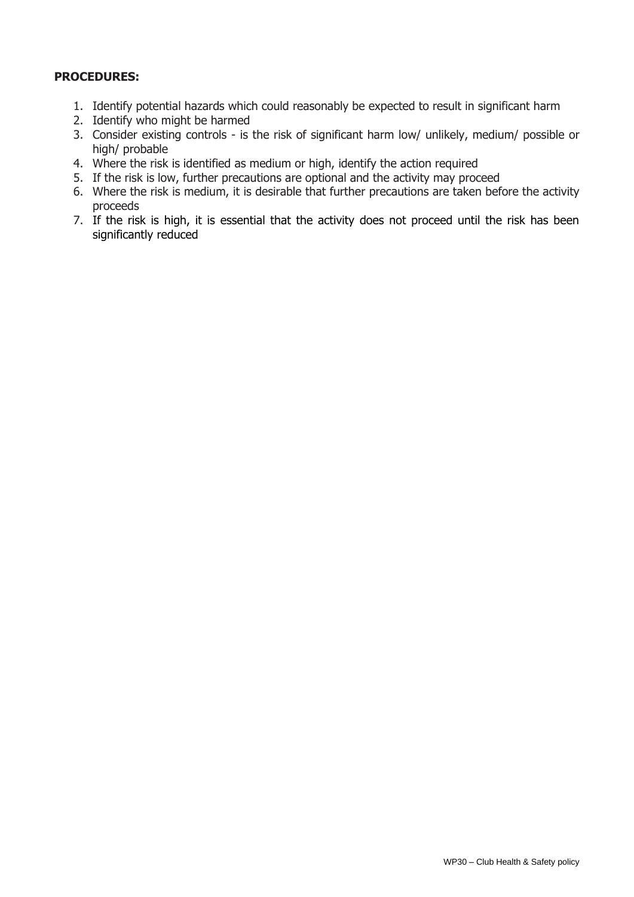**PROCEDURES:**

1. Identify potential hazards which could reasonably be expected to result in significant harm
2. Identify who might be harmed
3. Consider existing controls - is the risk of significant harm low/ unlikely, medium/ possible or high/ probable
4. Where the risk is identified as medium or high, identify the action required
5. If the risk is low, further precautions are optional and the activity may proceed
6. Where the risk is medium, it is desirable that further precautions are taken before the activity proceeds
7. If the risk is high, it is essential that the activity does not proceed until the risk has been significantly reduced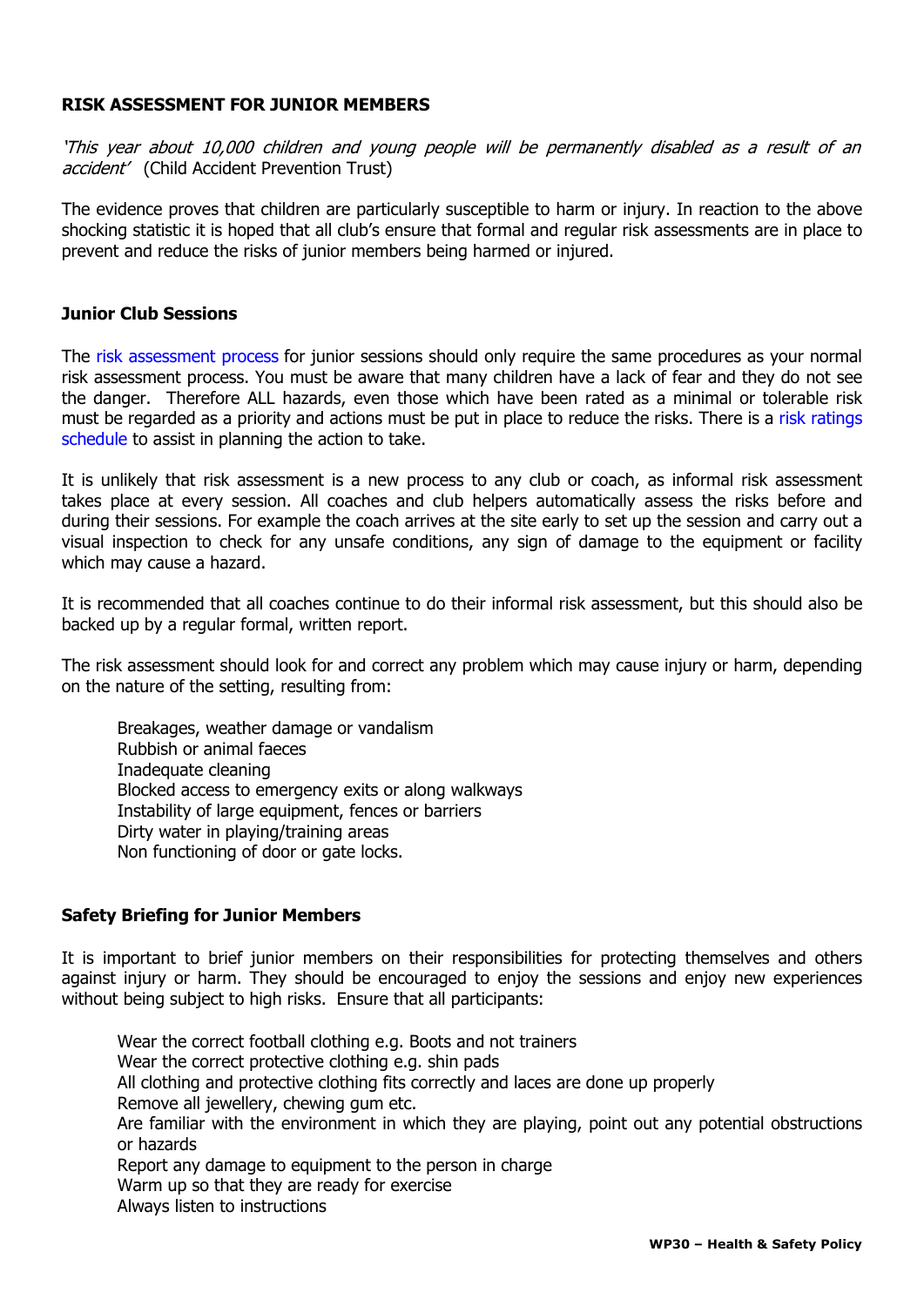**RISK ASSESSMENT FOR JUNIOR MEMBERS**

*'This year about 10,000 children and young people will be permanently disabled as a result of an accident'* (Child Accident Prevention Trust)

The evidence proves that children are particularly susceptible to harm or injury. In reaction to the above shocking statistic it is hoped that all club's ensure that formal and regular risk assessments are in place to prevent and reduce the risks of junior members being harmed or injured.

**Junior Club Sessions**

The risk assessment process for junior sessions should only require the same procedures as your normal risk assessment process. You must be aware that many children have a lack of fear and they do not see the danger. Therefore ALL hazards, even those which have been rated as a minimal or tolerable risk must be regarded as a priority and actions must be put in place to reduce the risks. There is a risk ratings schedule to assist in planning the action to take.

It is unlikely that risk assessment is a new process to any club or coach, as informal risk assessment takes place at every session. All coaches and club helpers automatically assess the risks before and during their sessions. For example the coach arrives at the site early to set up the session and carry out a visual inspection to check for any unsafe conditions, any sign of damage to the equipment or facility which may cause a hazard.

It is recommended that all coaches continue to do their informal risk assessment, but this should also be backed up by a regular formal, written report.

The risk assessment should look for and correct any problem which may cause injury or harm, depending on the nature of the setting, resulting from:

- Breakages, weather damage or vandalism
- Rubbish or animal faeces
- Inadequate cleaning
- Blocked access to emergency exits or along walkways
- Instability of large equipment, fences or barriers
- Dirty water in playing/training areas
- Non functioning of door or gate locks.

**Safety Briefing for Junior Members**

It is important to brief junior members on their responsibilities for protecting themselves and others against injury or harm. They should be encouraged to enjoy the sessions and enjoy new experiences without being subject to high risks. Ensure that all participants:

- Wear the correct football clothing e.g. Boots and not trainers
- Wear the correct protective clothing e.g. shin pads
- All clothing and protective clothing fits correctly and laces are done up properly
- Remove all jewellery, chewing gum etc.
- Are familiar with the environment in which they are playing, point out any potential obstructions or hazards
- Report any damage to equipment to the person in charge
- Warm up so that they are ready for exercise
- Always listen to instructions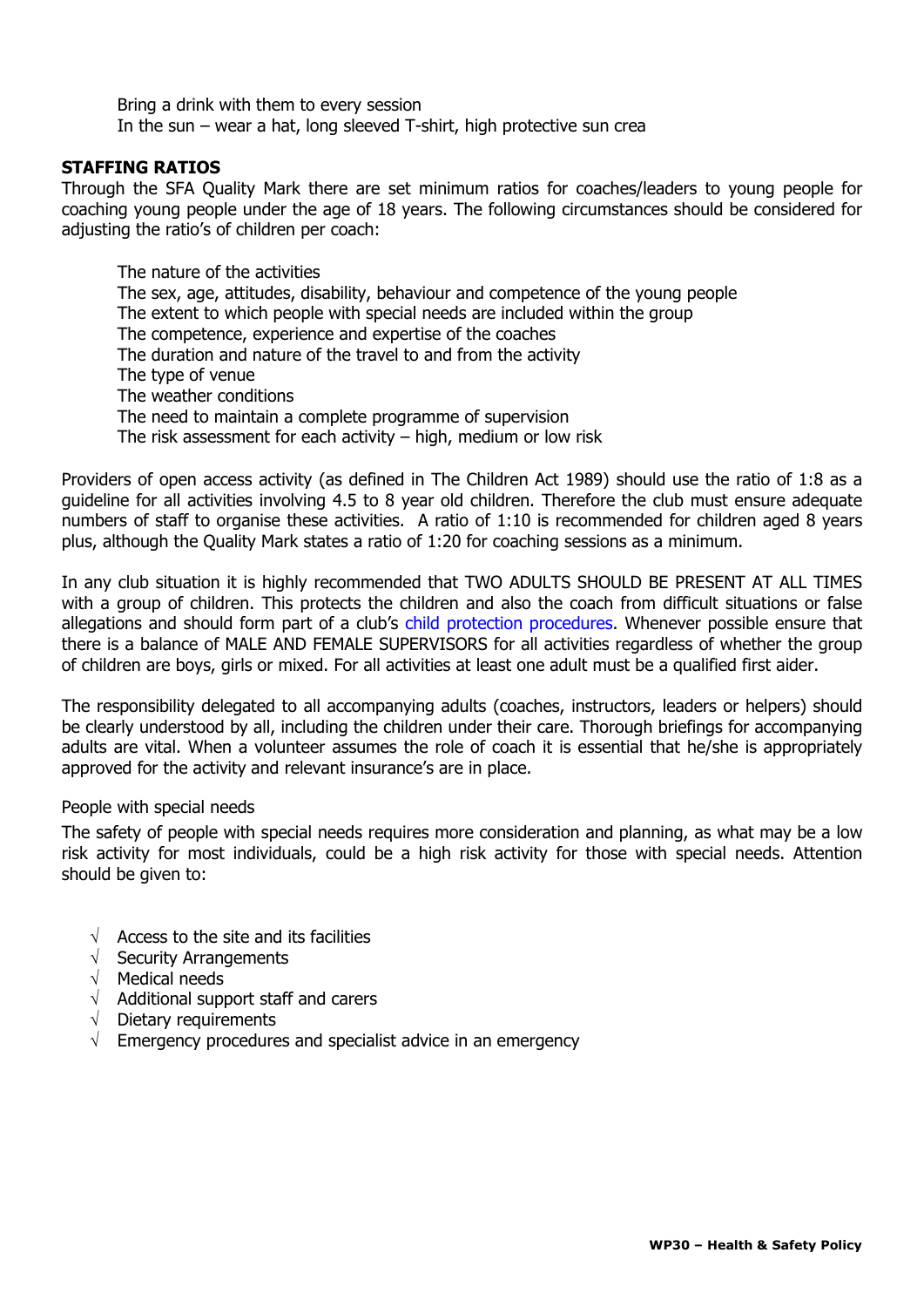Bring a drink with them to every session
In the sun – wear a hat, long sleeved T-shirt, high protective sun crea

**STAFFING RATIOS**

Through the SFA Quality Mark there are set minimum ratios for coaches/leaders to young people for coaching young people under the age of 18 years. The following circumstances should be considered for adjusting the ratio's of children per coach:

The nature of the activities
The sex, age, attitudes, disability, behaviour and competence of the young people
The extent to which people with special needs are included within the group
The competence, experience and expertise of the coaches
The duration and nature of the travel to and from the activity
The type of venue
The weather conditions
The need to maintain a complete programme of supervision
The risk assessment for each activity – high, medium or low risk

Providers of open access activity (as defined in The Children Act 1989) should use the ratio of 1:8 as a guideline for all activities involving 4.5 to 8 year old children. Therefore the club must ensure adequate numbers of staff to organise these activities. A ratio of 1:10 is recommended for children aged 8 years plus, although the Quality Mark states a ratio of 1:20 for coaching sessions as a minimum.

In any club situation it is highly recommended that TWO ADULTS SHOULD BE PRESENT AT ALL TIMES with a group of children. This protects the children and also the coach from difficult situations or false allegations and should form part of a club's child protection procedures. Whenever possible ensure that there is a balance of MALE AND FEMALE SUPERVISORS for all activities regardless of whether the group of children are boys, girls or mixed. For all activities at least one adult must be a qualified first aider.

The responsibility delegated to all accompanying adults (coaches, instructors, leaders or helpers) should be clearly understood by all, including the children under their care. Thorough briefings for accompanying adults are vital. When a volunteer assumes the role of coach it is essential that he/she is appropriately approved for the activity and relevant insurance's are in place.

People with special needs

The safety of people with special needs requires more consideration and planning, as what may be a low risk activity for most individuals, could be a high risk activity for those with special needs. Attention should be given to:

- √ Access to the site and its facilities
- √ Security Arrangements
- √ Medical needs
- √ Additional support staff and carers
- √ Dietary requirements
- √ Emergency procedures and specialist advice in an emergency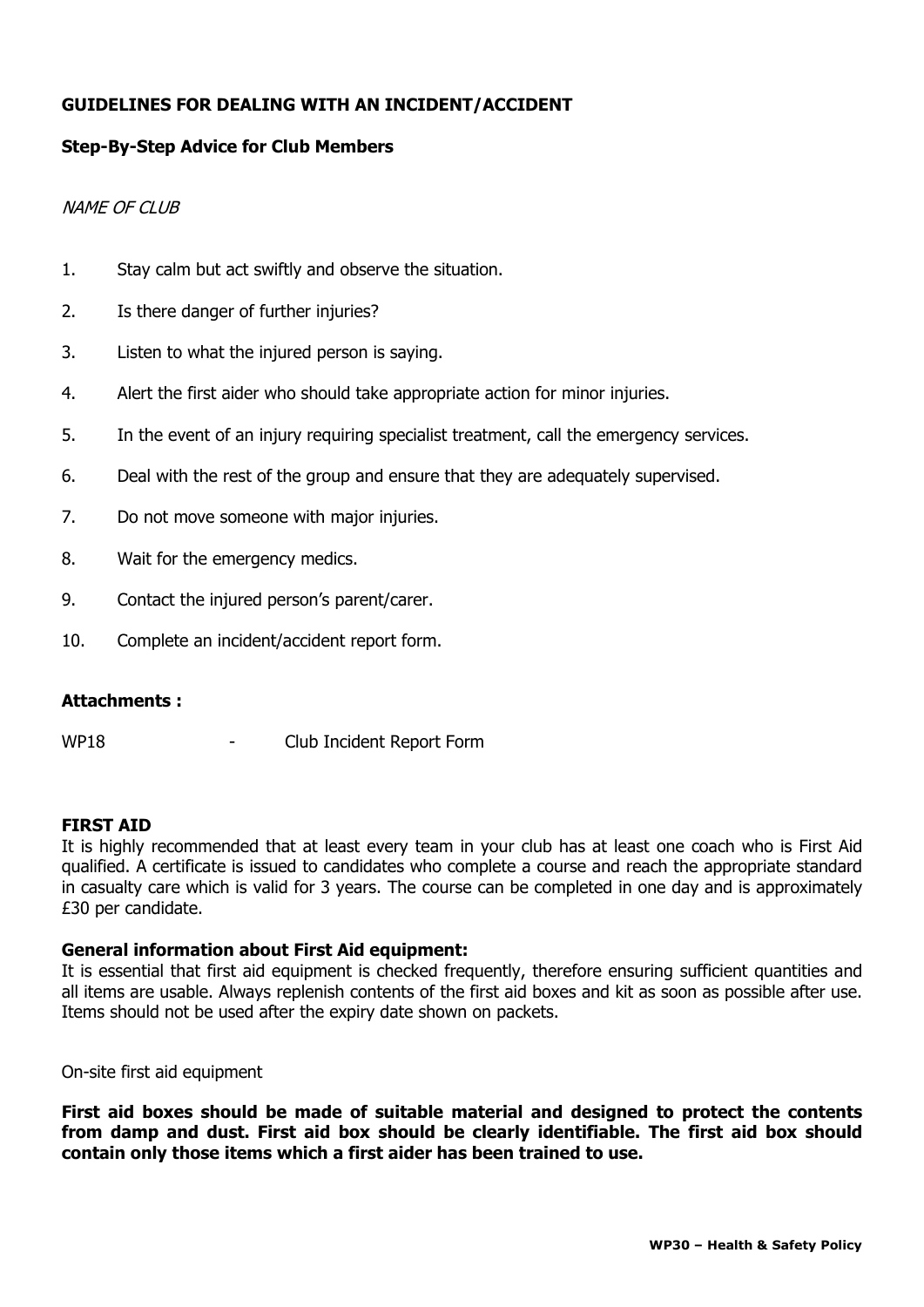**GUIDELINES FOR DEALING WITH AN INCIDENT/ACCIDENT**

**Step-By-Step Advice for Club Members**

*NAME OF CLUB*

1. Stay calm but act swiftly and observe the situation.
2. Is there danger of further injuries?
3. Listen to what the injured person is saying.
4. Alert the first aider who should take appropriate action for minor injuries.
5. In the event of an injury requiring specialist treatment, call the emergency services.
6. Deal with the rest of the group and ensure that they are adequately supervised.
7. Do not move someone with major injuries.
8. Wait for the emergency medics.
9. Contact the injured person's parent/carer.
10. Complete an incident/accident report form.

**Attachments :**

WP18 - Club Incident Report Form

**FIRST AID**

It is highly recommended that at least every team in your club has at least one coach who is First Aid qualified. A certificate is issued to candidates who complete a course and reach the appropriate standard in casualty care which is valid for 3 years. The course can be completed in one day and is approximately £30 per candidate.

**General information about First Aid equipment:**

It is essential that first aid equipment is checked frequently, therefore ensuring sufficient quantities and all items are usable. Always replenish contents of the first aid boxes and kit as soon as possible after use. Items should not be used after the expiry date shown on packets.

On-site first aid equipment

**First aid boxes should be made of suitable material and designed to protect the contents from damp and dust. First aid box should be clearly identifiable. The first aid box should contain only those items which a first aider has been trained to use.**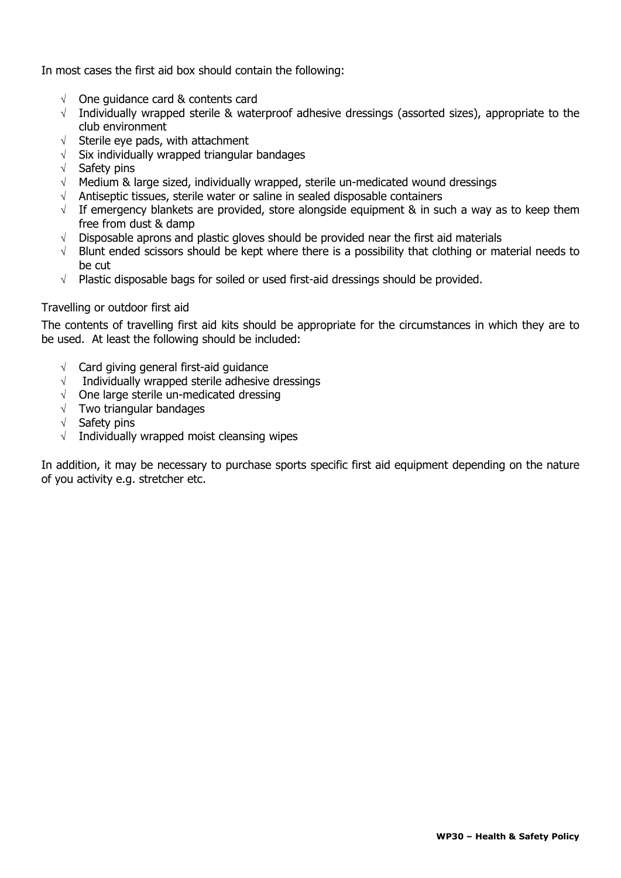In most cases the first aid box should contain the following:

- √ One guidance card & contents card
- √ Individually wrapped sterile & waterproof adhesive dressings (assorted sizes), appropriate to the club environment
- √ Sterile eye pads, with attachment
- √ Six individually wrapped triangular bandages
- √ Safety pins
- √ Medium & large sized, individually wrapped, sterile un-medicated wound dressings
- √ Antiseptic tissues, sterile water or saline in sealed disposable containers
- √ If emergency blankets are provided, store alongside equipment & in such a way as to keep them free from dust & damp
- √ Disposable aprons and plastic gloves should be provided near the first aid materials
- √ Blunt ended scissors should be kept where there is a possibility that clothing or material needs to be cut
- √ Plastic disposable bags for soiled or used first-aid dressings should be provided.

Travelling or outdoor first aid

The contents of travelling first aid kits should be appropriate for the circumstances in which they are to be used. At least the following should be included:

- √ Card giving general first-aid guidance
- √ Individually wrapped sterile adhesive dressings
- √ One large sterile un-medicated dressing
- √ Two triangular bandages
- √ Safety pins
- √ Individually wrapped moist cleansing wipes

In addition, it may be necessary to purchase sports specific first aid equipment depending on the nature of you activity e.g. stretcher etc.